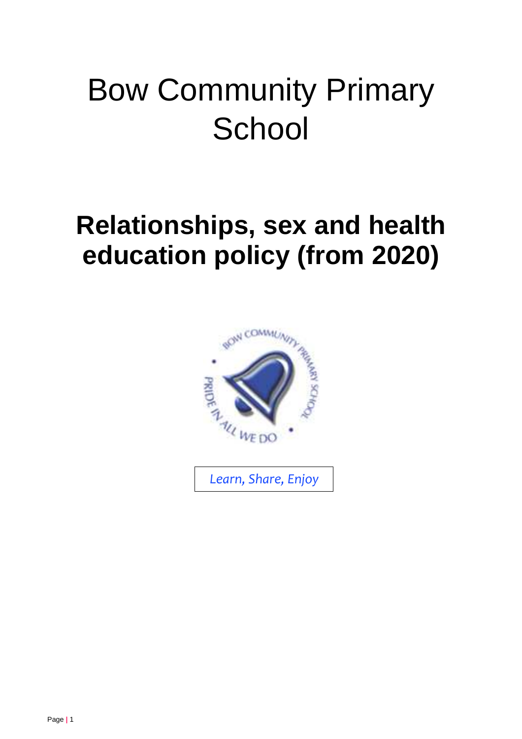# Bow Community Primary School

## Relationships, sex and health education policy (from 2020)

*Learn, Share, Enjoy*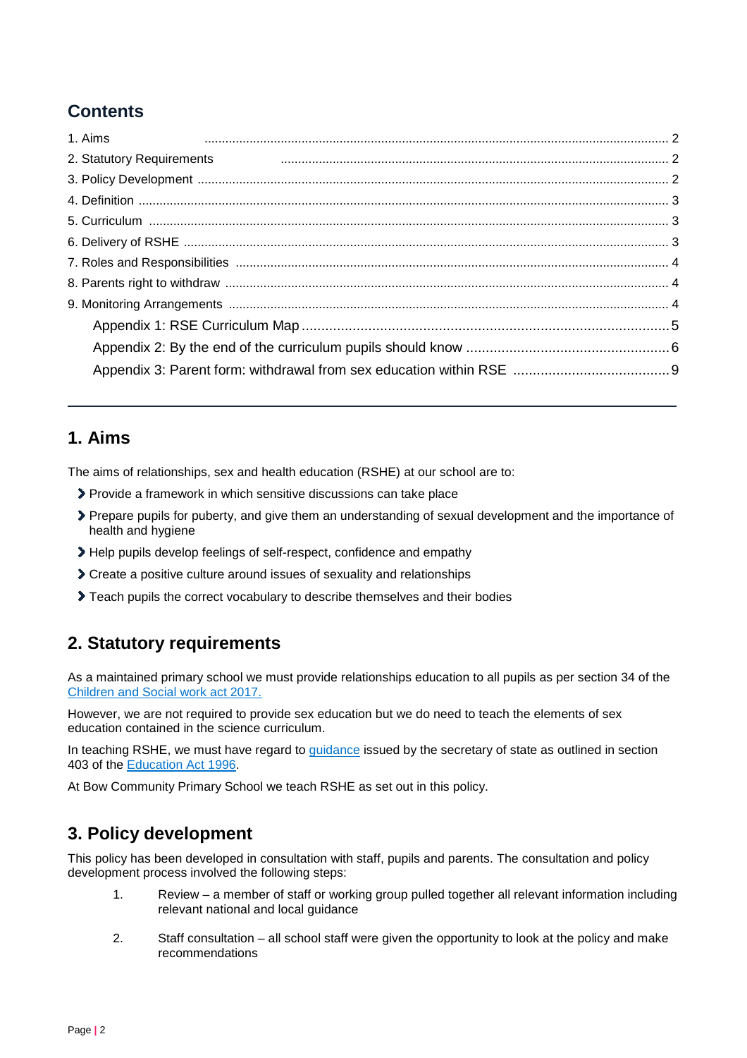## Contents

1. Aims .................................................................................................................... 2
2. Statutory Requirements ............................................................................................. 2
3. Policy Development .................................................................................................... 2
4. Definition ................................................................................................................... 3
5. Curriculum ................................................................................................................. 3
6. Delivery of RSHE ....................................................................................................... 3
7. Roles and Responsibilities ........................................................................................ 4
8. Parents right to withdraw .......................................................................................... 4
9. Monitoring Arrangements .......................................................................................... 4

Appendix 1: RSE Curriculum Map ................................................................................. 5
Appendix 2: By the end of the curriculum pupils should know ...................................... 6
Appendix 3: Parent form: withdrawal from sex education within RSE ........................... 9

---

## 1. Aims

The aims of relationships, sex and health education (RSHE) at our school are to:

- Provide a framework in which sensitive discussions can take place
- Prepare pupils for puberty, and give them an understanding of sexual development and the importance of health and hygiene
- Help pupils develop feelings of self-respect, confidence and empathy
- Create a positive culture around issues of sexuality and relationships
- Teach pupils the correct vocabulary to describe themselves and their bodies

## 2. Statutory requirements

As a maintained primary school we must provide relationships education to all pupils as per section 34 of the [Children and Social work act 2017.](#)

However, we are not required to provide sex education but we do need to teach the elements of sex education contained in the science curriculum.

In teaching RSHE, we must have regard to [guidance](#) issued by the secretary of state as outlined in section 403 of the [Education Act 1996](#).

At Bow Community Primary School we teach RSHE as set out in this policy.

## 3. Policy development

This policy has been developed in consultation with staff, pupils and parents. The consultation and policy development process involved the following steps:

1. Review – a member of staff or working group pulled together all relevant information including relevant national and local guidance
2. Staff consultation – all school staff were given the opportunity to look at the policy and make recommendations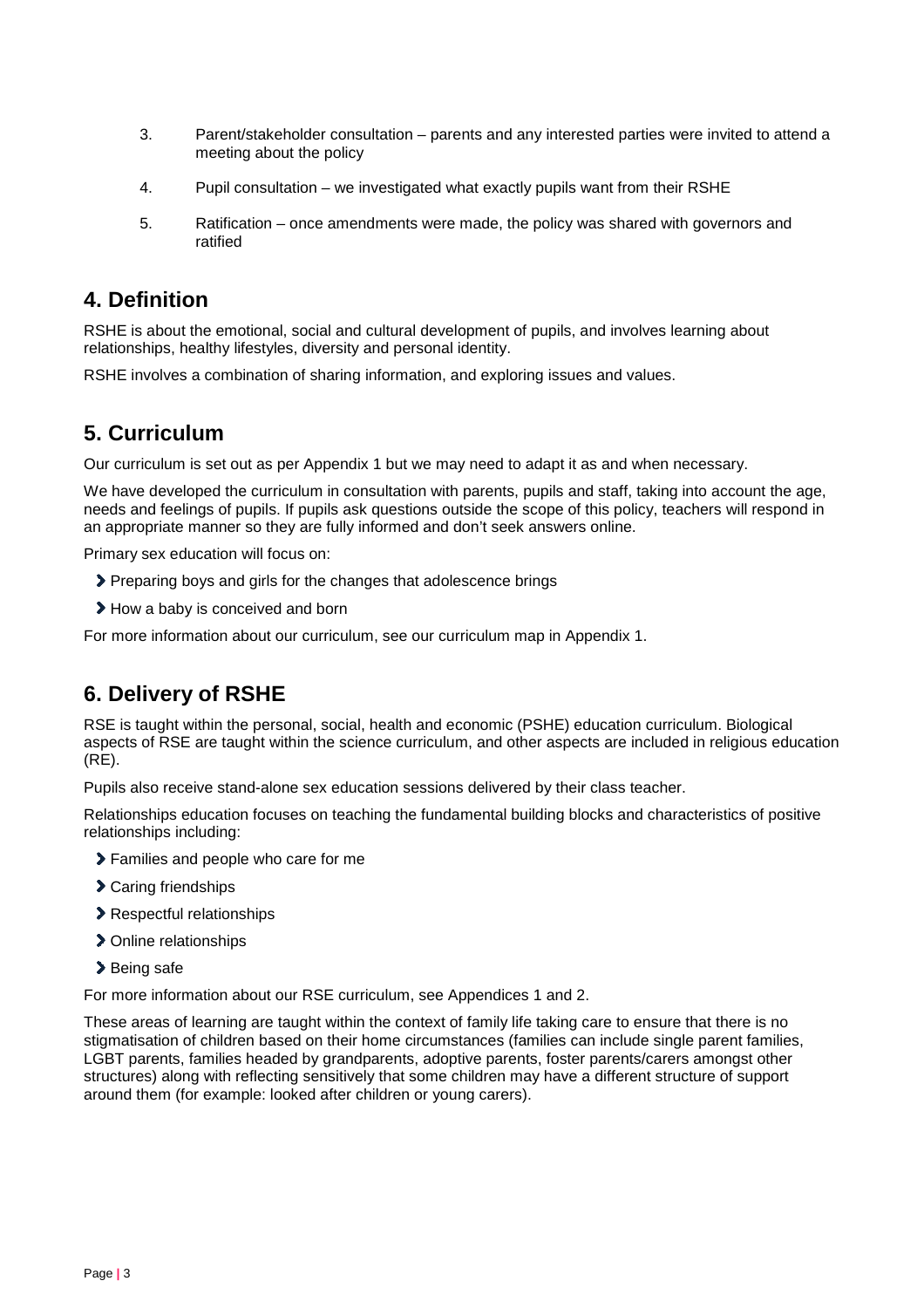3. Parent/stakeholder consultation – parents and any interested parties were invited to attend a meeting about the policy

4. Pupil consultation – we investigated what exactly pupils want from their RSHE

5. Ratification – once amendments were made, the policy was shared with governors and ratified

## 4. Definition

RSHE is about the emotional, social and cultural development of pupils, and involves learning about relationships, healthy lifestyles, diversity and personal identity.

RSHE involves a combination of sharing information, and exploring issues and values.

## 5. Curriculum

Our curriculum is set out as per Appendix 1 but we may need to adapt it as and when necessary.

We have developed the curriculum in consultation with parents, pupils and staff, taking into account the age, needs and feelings of pupils. If pupils ask questions outside the scope of this policy, teachers will respond in an appropriate manner so they are fully informed and don't seek answers online.

Primary sex education will focus on:

- Preparing boys and girls for the changes that adolescence brings
- How a baby is conceived and born

For more information about our curriculum, see our curriculum map in Appendix 1.

## 6. Delivery of RSHE

RSE is taught within the personal, social, health and economic (PSHE) education curriculum. Biological aspects of RSE are taught within the science curriculum, and other aspects are included in religious education (RE).

Pupils also receive stand-alone sex education sessions delivered by their class teacher.

Relationships education focuses on teaching the fundamental building blocks and characteristics of positive relationships including:

- Families and people who care for me
- Caring friendships
- Respectful relationships
- Online relationships
- Being safe

For more information about our RSE curriculum, see Appendices 1 and 2.

These areas of learning are taught within the context of family life taking care to ensure that there is no stigmatisation of children based on their home circumstances (families can include single parent families, LGBT parents, families headed by grandparents, adoptive parents, foster parents/carers amongst other structures) along with reflecting sensitively that some children may have a different structure of support around them (for example: looked after children or young carers).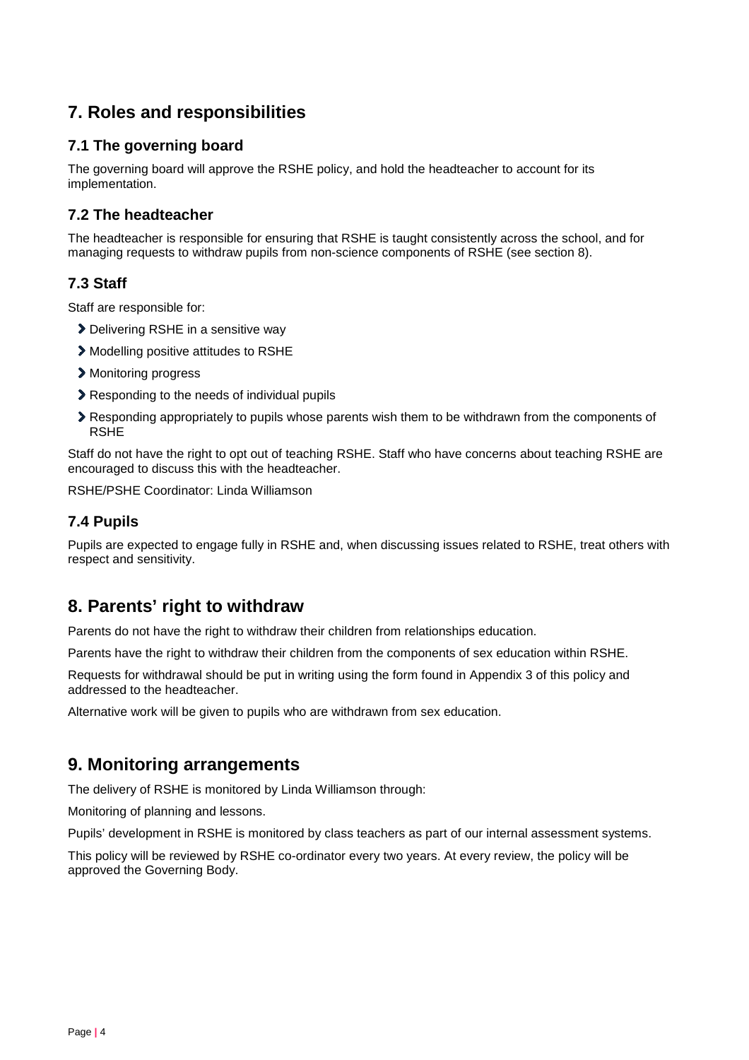## 7. Roles and responsibilities

### 7.1 The governing board

The governing board will approve the RSHE policy, and hold the headteacher to account for its implementation.

### 7.2 The headteacher

The headteacher is responsible for ensuring that RSHE is taught consistently across the school, and for managing requests to withdraw pupils from non-science components of RSHE (see section 8).

### 7.3 Staff

Staff are responsible for:

- Delivering RSHE in a sensitive way
- Modelling positive attitudes to RSHE
- Monitoring progress
- Responding to the needs of individual pupils
- Responding appropriately to pupils whose parents wish them to be withdrawn from the components of RSHE

Staff do not have the right to opt out of teaching RSHE. Staff who have concerns about teaching RSHE are encouraged to discuss this with the headteacher.

RSHE/PSHE Coordinator: Linda Williamson

### 7.4 Pupils

Pupils are expected to engage fully in RSHE and, when discussing issues related to RSHE, treat others with respect and sensitivity.

## 8. Parents' right to withdraw

Parents do not have the right to withdraw their children from relationships education.

Parents have the right to withdraw their children from the components of sex education within RSHE.

Requests for withdrawal should be put in writing using the form found in Appendix 3 of this policy and addressed to the headteacher.

Alternative work will be given to pupils who are withdrawn from sex education.

## 9. Monitoring arrangements

The delivery of RSHE is monitored by Linda Williamson through:

Monitoring of planning and lessons.

Pupils' development in RSHE is monitored by class teachers as part of our internal assessment systems.

This policy will be reviewed by RSHE co-ordinator every two years. At every review, the policy will be approved the Governing Body.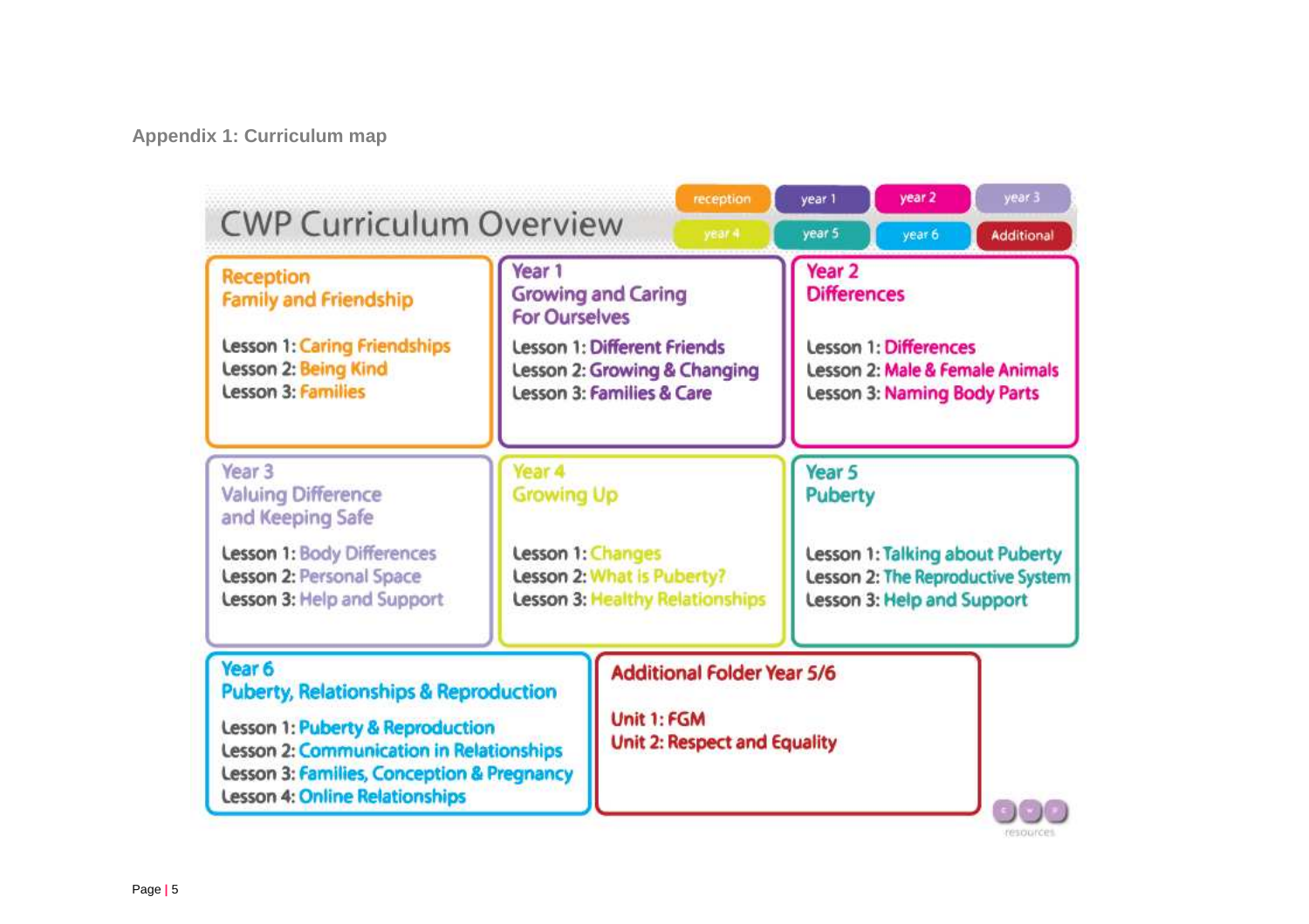## Appendix 1: Curriculum map

# CWP Curriculum Overview

reception | year 1 | year 2 | year 3 | year 4 | year 5 | year 6 | Additional

### Reception
**Family and Friendship**

Lesson 1: Caring Friendships
Lesson 2: Being Kind
Lesson 3: Families

### Year 1
**Growing and Caring For Ourselves**

Lesson 1: Different Friends
Lesson 2: Growing & Changing
Lesson 3: Families & Care

### Year 2
**Differences**

Lesson 1: Differences
Lesson 2: Male & Female Animals
Lesson 3: Naming Body Parts

### Year 3
**Valuing Difference and Keeping Safe**

Lesson 1: Body Differences
Lesson 2: Personal Space
Lesson 3: Help and Support

### Year 4
**Growing Up**

Lesson 1: Changes
Lesson 2: What is Puberty?
Lesson 3: Healthy Relationships

### Year 5
**Puberty**

Lesson 1: Talking about Puberty
Lesson 2: The Reproductive System
Lesson 3: Help and Support

### Year 6
**Puberty, Relationships & Reproduction**

Lesson 1: Puberty & Reproduction
Lesson 2: Communication in Relationships
Lesson 3: Families, Conception & Pregnancy
Lesson 4: Online Relationships

### Additional Folder Year 5/6

Unit 1: FGM
Unit 2: Respect and Equality

resources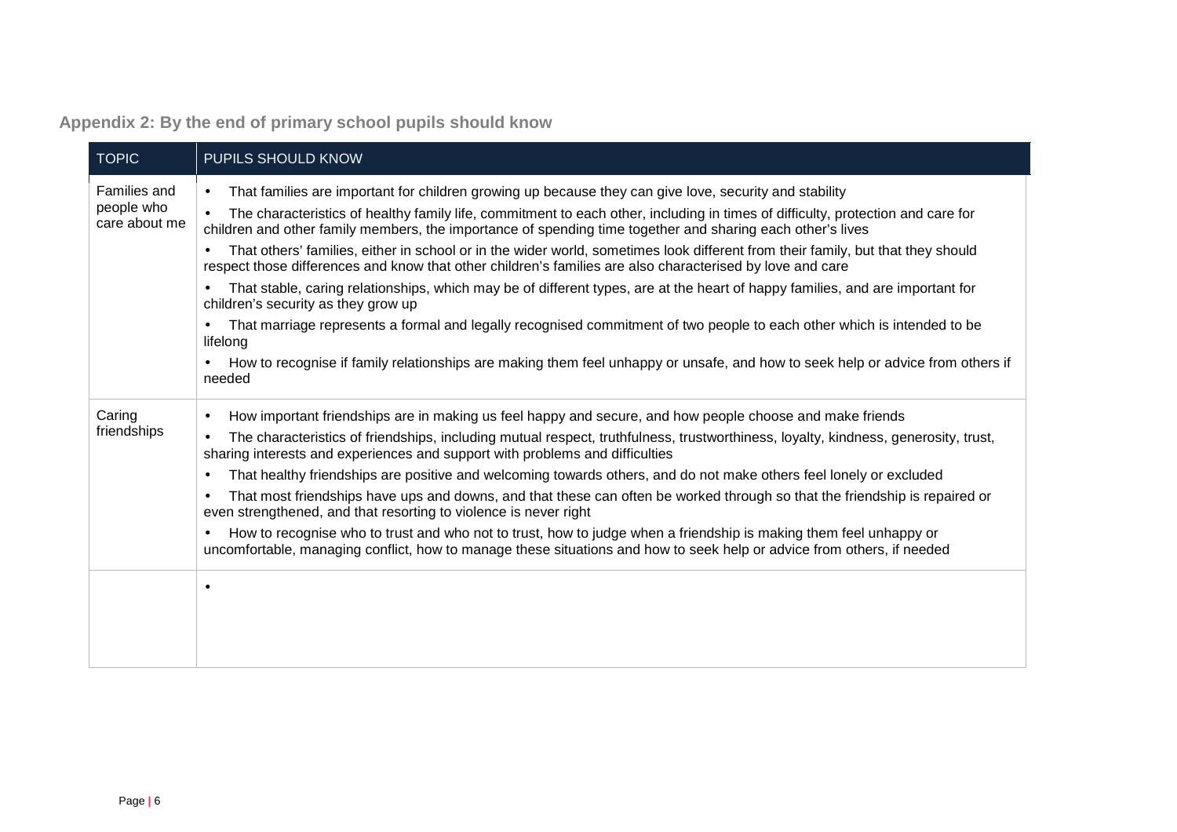## Appendix 2: By the end of primary school pupils should know

| TOPIC | PUPILS SHOULD KNOW |
|---|---|
| Families and people who care about me | • That families are important for children growing up because they can give love, security and stability<br>• The characteristics of healthy family life, commitment to each other, including in times of difficulty, protection and care for children and other family members, the importance of spending time together and sharing each other's lives<br>• That others' families, either in school or in the wider world, sometimes look different from their family, but that they should respect those differences and know that other children's families are also characterised by love and care<br>• That stable, caring relationships, which may be of different types, are at the heart of happy families, and are important for children's security as they grow up<br>• That marriage represents a formal and legally recognised commitment of two people to each other which is intended to be lifelong<br>• How to recognise if family relationships are making them feel unhappy or unsafe, and how to seek help or advice from others if needed |
| Caring friendships | • How important friendships are in making us feel happy and secure, and how people choose and make friends<br>• The characteristics of friendships, including mutual respect, truthfulness, trustworthiness, loyalty, kindness, generosity, trust, sharing interests and experiences and support with problems and difficulties<br>• That healthy friendships are positive and welcoming towards others, and do not make others feel lonely or excluded<br>• That most friendships have ups and downs, and that these can often be worked through so that the friendship is repaired or even strengthened, and that resorting to violence is never right<br>• How to recognise who to trust and who not to trust, how to judge when a friendship is making them feel unhappy or uncomfortable, managing conflict, how to manage these situations and how to seek help or advice from others, if needed |
| | • |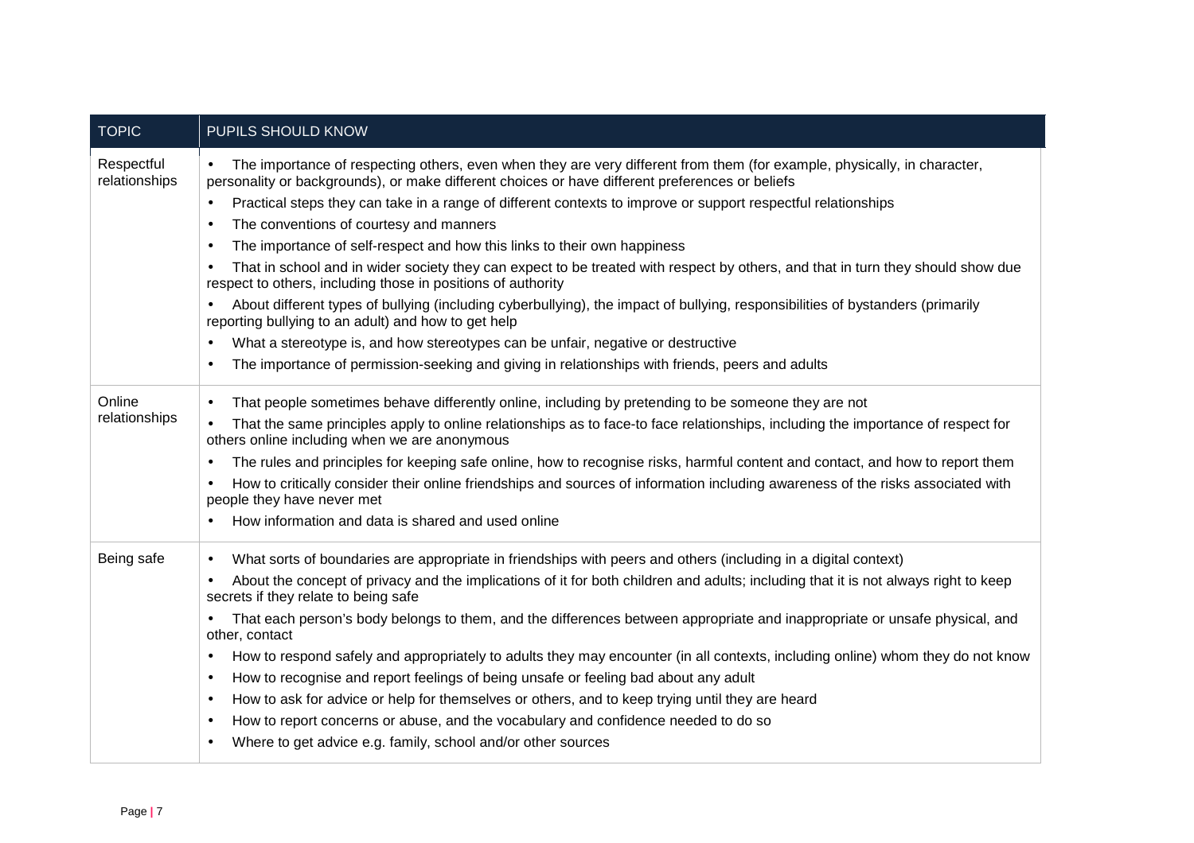| TOPIC | PUPILS SHOULD KNOW |
| --- | --- |
| Respectful relationships | • The importance of respecting others, even when they are very different from them (for example, physically, in character, personality or backgrounds), or make different choices or have different preferences or beliefs<br>• Practical steps they can take in a range of different contexts to improve or support respectful relationships<br>• The conventions of courtesy and manners<br>• The importance of self-respect and how this links to their own happiness<br>• That in school and in wider society they can expect to be treated with respect by others, and that in turn they should show due respect to others, including those in positions of authority<br>• About different types of bullying (including cyberbullying), the impact of bullying, responsibilities of bystanders (primarily reporting bullying to an adult) and how to get help<br>• What a stereotype is, and how stereotypes can be unfair, negative or destructive<br>• The importance of permission-seeking and giving in relationships with friends, peers and adults |
| Online relationships | • That people sometimes behave differently online, including by pretending to be someone they are not<br>• That the same principles apply to online relationships as to face-to face relationships, including the importance of respect for others online including when we are anonymous<br>• The rules and principles for keeping safe online, how to recognise risks, harmful content and contact, and how to report them<br>• How to critically consider their online friendships and sources of information including awareness of the risks associated with people they have never met<br>• How information and data is shared and used online |
| Being safe | • What sorts of boundaries are appropriate in friendships with peers and others (including in a digital context)<br>• About the concept of privacy and the implications of it for both children and adults; including that it is not always right to keep secrets if they relate to being safe<br>• That each person's body belongs to them, and the differences between appropriate and inappropriate or unsafe physical, and other, contact<br>• How to respond safely and appropriately to adults they may encounter (in all contexts, including online) whom they do not know<br>• How to recognise and report feelings of being unsafe or feeling bad about any adult<br>• How to ask for advice or help for themselves or others, and to keep trying until they are heard<br>• How to report concerns or abuse, and the vocabulary and confidence needed to do so<br>• Where to get advice e.g. family, school and/or other sources |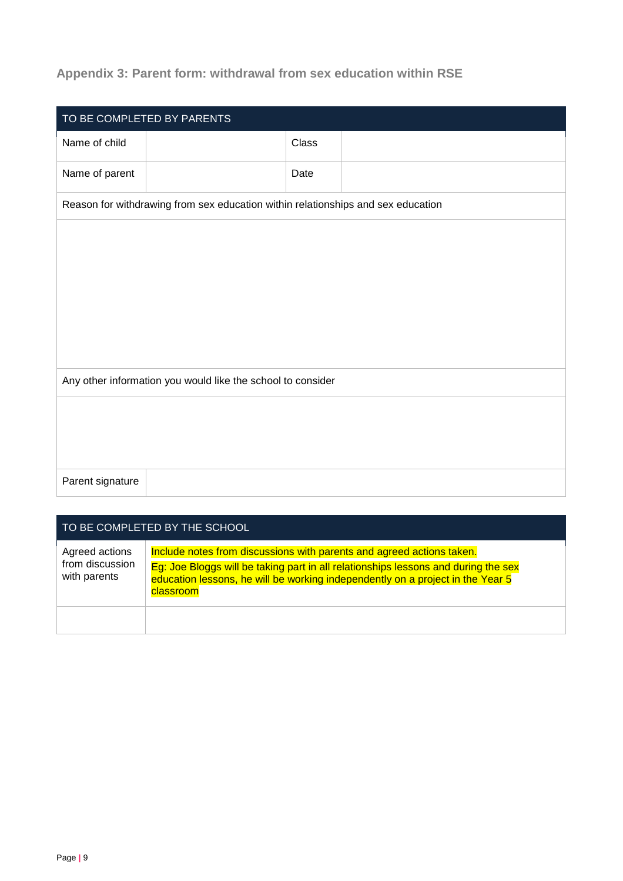## Appendix 3: Parent form: withdrawal from sex education within RSE

| TO BE COMPLETED BY PARENTS | | | |
|---|---|---|---|
| Name of child | | Class | |
| Name of parent | | Date | |
| Reason for withdrawing from sex education within relationships and sex education | | | |
| | | | |
| Any other information you would like the school to consider | | | |
| | | | |
| Parent signature | | | |

| TO BE COMPLETED BY THE SCHOOL | |
|---|---|
| Agreed actions from discussion with parents | Include notes from discussions with parents and agreed actions taken.<br>Eg: Joe Bloggs will be taking part in all relationships lessons and during the sex education lessons, he will be working independently on a project in the Year 5 classroom |
| | |